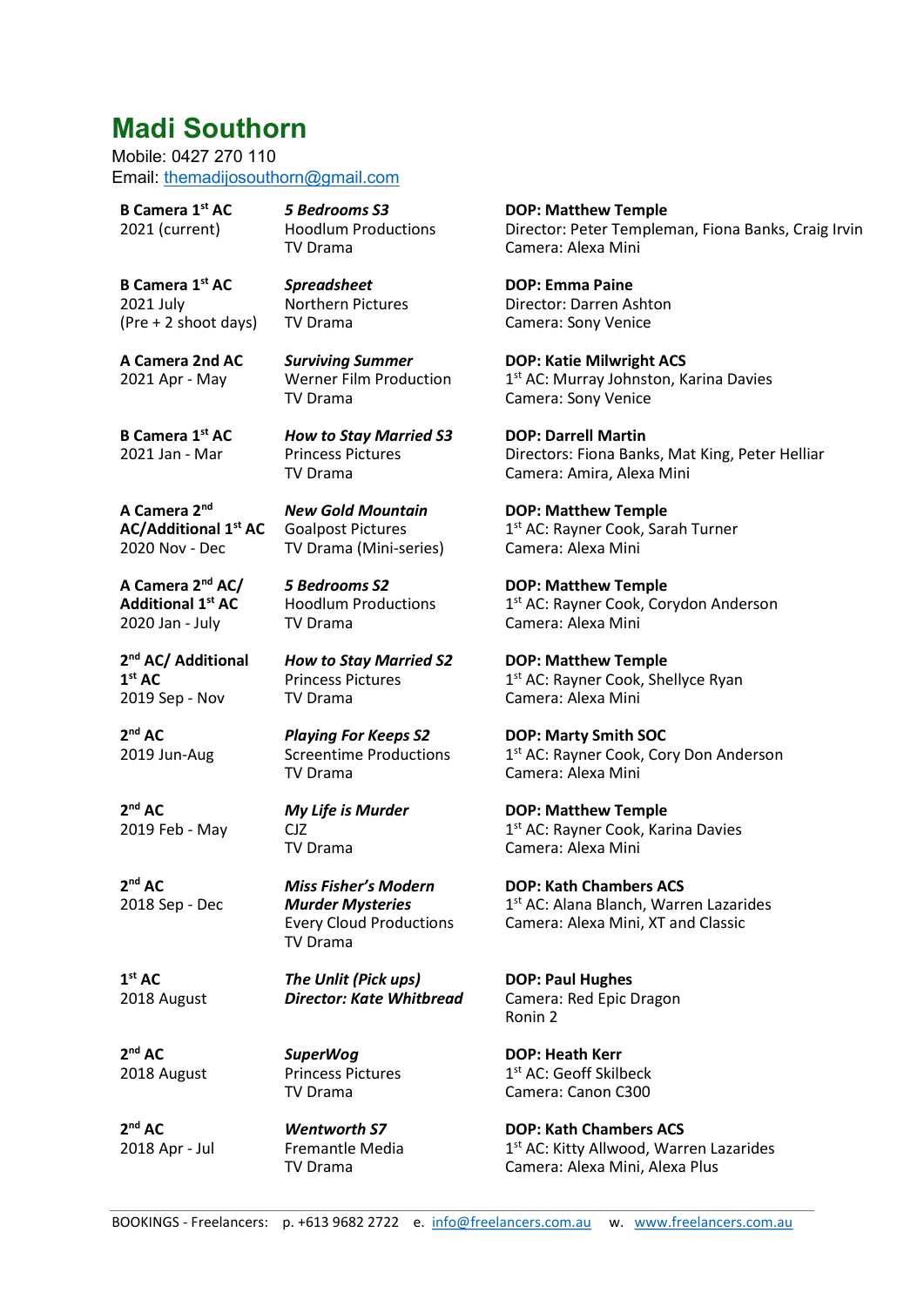# Madi Southorn

Mobile: 0427 270 110
Email: themadijosouthorn@gmail.com

| | | |
|---|---|---|
| **B Camera 1st AC**<br>2021 (current) | ***5 Bedrooms S3***<br>Hoodlum Productions<br>TV Drama | **DOP: Matthew Temple**<br>Director: Peter Templeman, Fiona Banks, Craig Irvin<br>Camera: Alexa Mini |
| **B Camera 1st AC**<br>2021 July<br>(Pre + 2 shoot days) | ***Spreadsheet***<br>Northern Pictures<br>TV Drama | **DOP: Emma Paine**<br>Director: Darren Ashton<br>Camera: Sony Venice |
| **A Camera 2nd AC**<br>2021 Apr - May | ***Surviving Summer***<br>Werner Film Production<br>TV Drama | **DOP: Katie Milwright ACS**<br>1st AC: Murray Johnston, Karina Davies<br>Camera: Sony Venice |
| **B Camera 1st AC**<br>2021 Jan - Mar | ***How to Stay Married S3***<br>Princess Pictures<br>TV Drama | **DOP: Darrell Martin**<br>Directors: Fiona Banks, Mat King, Peter Helliar<br>Camera: Amira, Alexa Mini |
| **A Camera 2nd AC/Additional 1st AC**<br>2020 Nov - Dec | ***New Gold Mountain***<br>Goalpost Pictures<br>TV Drama (Mini-series) | **DOP: Matthew Temple**<br>1st AC: Rayner Cook, Sarah Turner<br>Camera: Alexa Mini |
| **A Camera 2nd AC/ Additional 1st AC**<br>2020 Jan - July | ***5 Bedrooms S2***<br>Hoodlum Productions<br>TV Drama | **DOP: Matthew Temple**<br>1st AC: Rayner Cook, Corydon Anderson<br>Camera: Alexa Mini |
| **2nd AC/ Additional 1st AC**<br>2019 Sep - Nov | ***How to Stay Married S2***<br>Princess Pictures<br>TV Drama | **DOP: Matthew Temple**<br>1st AC: Rayner Cook, Shellyce Ryan<br>Camera: Alexa Mini |
| **2nd AC**<br>2019 Jun-Aug | ***Playing For Keeps S2***<br>Screentime Productions<br>TV Drama | **DOP: Marty Smith SOC**<br>1st AC: Rayner Cook, Cory Don Anderson<br>Camera: Alexa Mini |
| **2nd AC**<br>2019 Feb - May | ***My Life is Murder***<br>CJZ<br>TV Drama | **DOP: Matthew Temple**<br>1st AC: Rayner Cook, Karina Davies<br>Camera: Alexa Mini |
| **2nd AC**<br>2018 Sep - Dec | ***Miss Fisher's Modern Murder Mysteries***<br>Every Cloud Productions<br>TV Drama | **DOP: Kath Chambers ACS**<br>1st AC: Alana Blanch, Warren Lazarides<br>Camera: Alexa Mini, XT and Classic |
| **1st AC**<br>2018 August | ***The Unlit (Pick ups)***<br>***Director: Kate Whitbread*** | **DOP: Paul Hughes**<br>Camera: Red Epic Dragon<br>Ronin 2 |
| **2nd AC**<br>2018 August | ***SuperWog***<br>Princess Pictures<br>TV Drama | **DOP: Heath Kerr**<br>1st AC: Geoff Skilbeck<br>Camera: Canon C300 |
| **2nd AC**<br>2018 Apr - Jul | ***Wentworth S7***<br>Fremantle Media<br>TV Drama | **DOP: Kath Chambers ACS**<br>1st AC: Kitty Allwood, Warren Lazarides<br>Camera: Alexa Mini, Alexa Plus |

BOOKINGS - Freelancers: p. +613 9682 2722 e. info@freelancers.com.au w. www.freelancers.com.au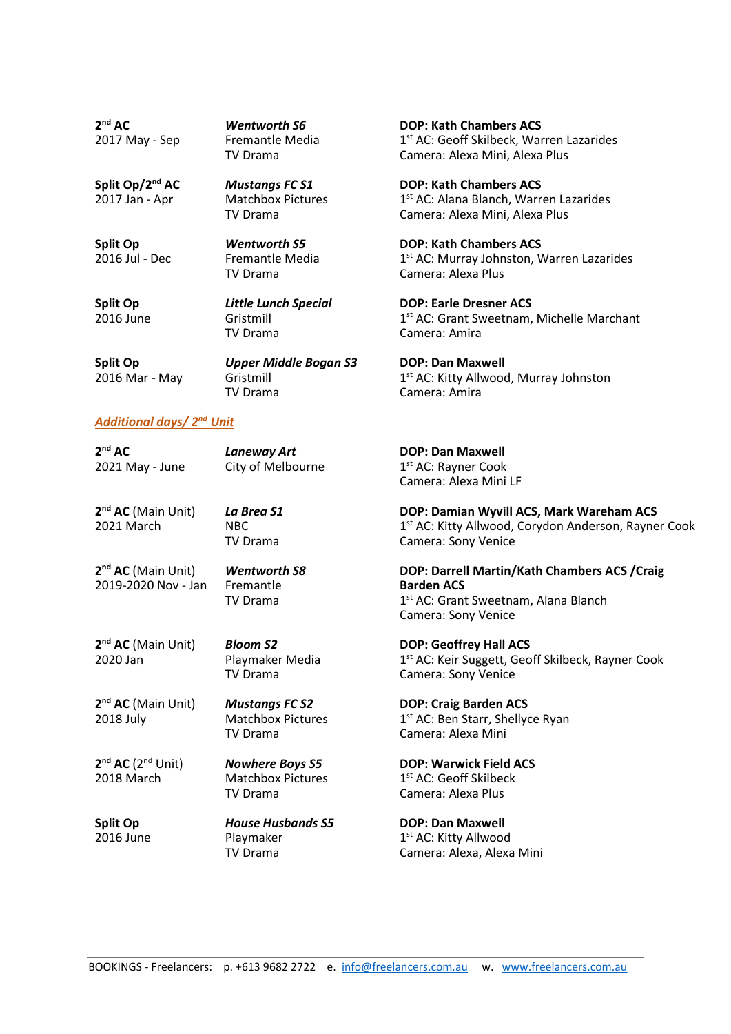**2nd AC**
2017 May - Sep

***Wentworth S6***
Fremantle Media
TV Drama

**DOP: Kath Chambers ACS**
1st AC: Geoff Skilbeck, Warren Lazarides
Camera: Alexa Mini, Alexa Plus

**Split Op/2nd AC**
2017 Jan - Apr

***Mustangs FC S1***
Matchbox Pictures
TV Drama

**DOP: Kath Chambers ACS**
1st AC: Alana Blanch, Warren Lazarides
Camera: Alexa Mini, Alexa Plus

**Split Op**
2016 Jul - Dec

***Wentworth S5***
Fremantle Media
TV Drama

**DOP: Kath Chambers ACS**
1st AC: Murray Johnston, Warren Lazarides
Camera: Alexa Plus

**Split Op**
2016 June

***Little Lunch Special***
Gristmill
TV Drama

**DOP: Earle Dresner ACS**
1st AC: Grant Sweetnam, Michelle Marchant
Camera: Amira

**Split Op**
2016 Mar - May

***Upper Middle Bogan S3***
Gristmill
TV Drama

**DOP: Dan Maxwell**
1st AC: Kitty Allwood, Murray Johnston
Camera: Amira

***Additional days/ 2nd Unit***

**2nd AC**
2021 May - June

***Laneway Art***
City of Melbourne

**DOP: Dan Maxwell**
1st AC: Rayner Cook
Camera: Alexa Mini LF

**2nd AC** (Main Unit)
2021 March

***La Brea S1***
NBC
TV Drama

**DOP: Damian Wyvill ACS, Mark Wareham ACS**
1st AC: Kitty Allwood, Corydon Anderson, Rayner Cook
Camera: Sony Venice

**2nd AC** (Main Unit)
2019-2020 Nov - Jan

***Wentworth S8***
Fremantle
TV Drama

**DOP: Darrell Martin/Kath Chambers ACS /Craig Barden ACS**
1st AC: Grant Sweetnam, Alana Blanch
Camera: Sony Venice

**2nd AC** (Main Unit)
2020 Jan

***Bloom S2***
Playmaker Media
TV Drama

**DOP: Geoffrey Hall ACS**
1st AC: Keir Suggett, Geoff Skilbeck, Rayner Cook
Camera: Sony Venice

**2nd AC** (Main Unit)
2018 July

***Mustangs FC S2***
Matchbox Pictures
TV Drama

**DOP: Craig Barden ACS**
1st AC: Ben Starr, Shellyce Ryan
Camera: Alexa Mini

**2nd AC** (2nd Unit)
2018 March

***Nowhere Boys S5***
Matchbox Pictures
TV Drama

**DOP: Warwick Field ACS**
1st AC: Geoff Skilbeck
Camera: Alexa Plus

**Split Op**
2016 June

***House Husbands S5***
Playmaker
TV Drama

**DOP: Dan Maxwell**
1st AC: Kitty Allwood
Camera: Alexa, Alexa Mini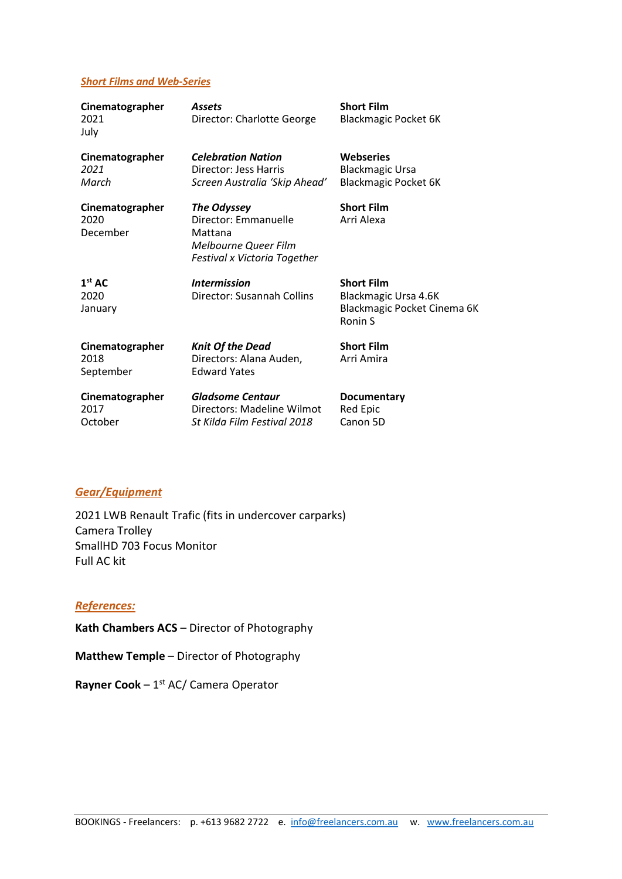## ***Short Films and Web-Series***

| | | |
|---|---|---|
| **Cinematographer**<br>2021<br>July | ***Assets***<br>Director: Charlotte George | **Short Film**<br>Blackmagic Pocket 6K |
| **Cinematographer**<br>*2021*<br>*March* | ***Celebration Nation***<br>Director: Jess Harris<br>*Screen Australia 'Skip Ahead'* | **Webseries**<br>Blackmagic Ursa<br>Blackmagic Pocket 6K |
| **Cinematographer**<br>2020<br>December | ***The Odyssey***<br>Director: Emmanuelle Mattana<br>*Melbourne Queer Film Festival x Victoria Together* | **Short Film**<br>Arri Alexa |
| **1st AC**<br>2020<br>January | ***Intermission***<br>Director: Susannah Collins | **Short Film**<br>Blackmagic Ursa 4.6K<br>Blackmagic Pocket Cinema 6K<br>Ronin S |
| **Cinematographer**<br>2018<br>September | ***Knit Of the Dead***<br>Directors: Alana Auden, Edward Yates | **Short Film**<br>Arri Amira |
| **Cinematographer**<br>2017<br>October | ***Gladsome Centaur***<br>Directors: Madeline Wilmot<br>*St Kilda Film Festival 2018* | **Documentary**<br>Red Epic<br>Canon 5D |

## ***Gear/Equipment***

2021 LWB Renault Trafic (fits in undercover carparks)
Camera Trolley
SmallHD 703 Focus Monitor
Full AC kit

## ***References:***

**Kath Chambers ACS** – Director of Photography

**Matthew Temple** – Director of Photography

**Rayner Cook** – 1st AC/ Camera Operator

BOOKINGS - Freelancers: p. +613 9682 2722 e. info@freelancers.com.au w. www.freelancers.com.au